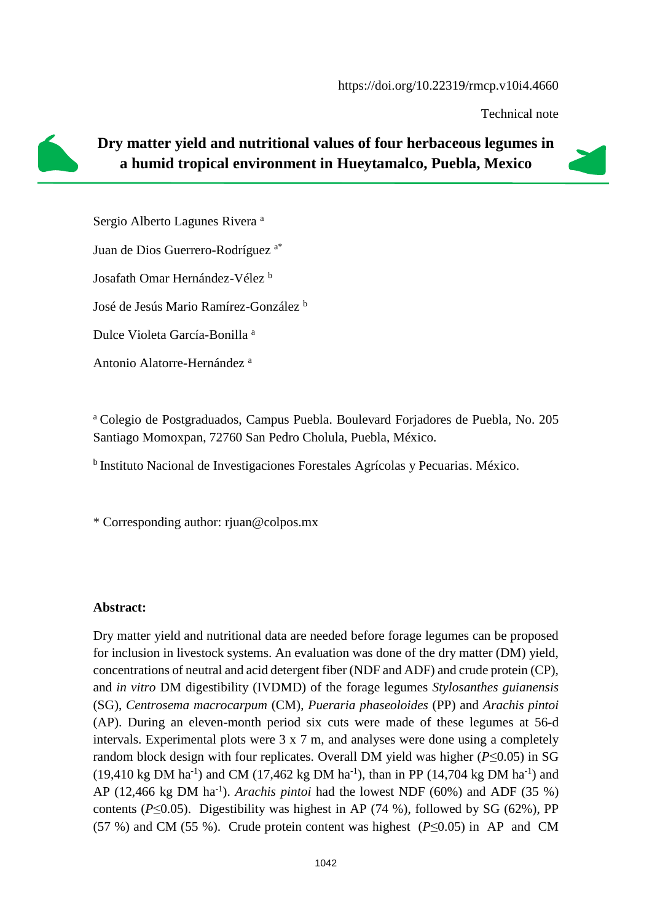https://doi.org/10.22319/rmcp.v10i4.4660

Technical note

# Dry matter yield and nutritional values of four herbaceous legumes in a humid tropical environment in Hueytamalco, Puebla, Mexico

Sergio Alberto Lagunes Rivera [a]

Juan de Dios Guerrero-Rodríguez [a*]

Josafath Omar Hernández-Vélez [b]

José de Jesús Mario Ramírez-González [b]

Dulce Violeta García-Bonilla [a]

Antonio Alatorre-Hernández [a]

[a] Colegio de Postgraduados, Campus Puebla. Boulevard Forjadores de Puebla, No. 205 Santiago Momoxpan, 72760 San Pedro Cholula, Puebla, México.

[b] Instituto Nacional de Investigaciones Forestales Agrícolas y Pecuarias. México.

\* Corresponding author: rjuan@colpos.mx

**Abstract:**

Dry matter yield and nutritional data are needed before forage legumes can be proposed for inclusion in livestock systems. An evaluation was done of the dry matter (DM) yield, concentrations of neutral and acid detergent fiber (NDF and ADF) and crude protein (CP), and *in vitro* DM digestibility (IVDMD) of the forage legumes *Stylosanthes guianensis* (SG), *Centrosema macrocarpum* (CM), *Pueraria phaseoloides* (PP) and *Arachis pintoi* (AP). During an eleven-month period six cuts were made of these legumes at 56-d intervals. Experimental plots were 3 x 7 m, and analyses were done using a completely random block design with four replicates. Overall DM yield was higher ($P \leq 0.05$) in SG (19,410 kg DM ha$^{-1}$) and CM (17,462 kg DM ha$^{-1}$), than in PP (14,704 kg DM ha$^{-1}$) and AP (12,466 kg DM ha$^{-1}$). *Arachis pintoi* had the lowest NDF (60%) and ADF (35 %) contents ($P \leq 0.05$). Digestibility was highest in AP (74 %), followed by SG (62%), PP (57 %) and CM (55 %). Crude protein content was highest ($P \leq 0.05$) in AP and CM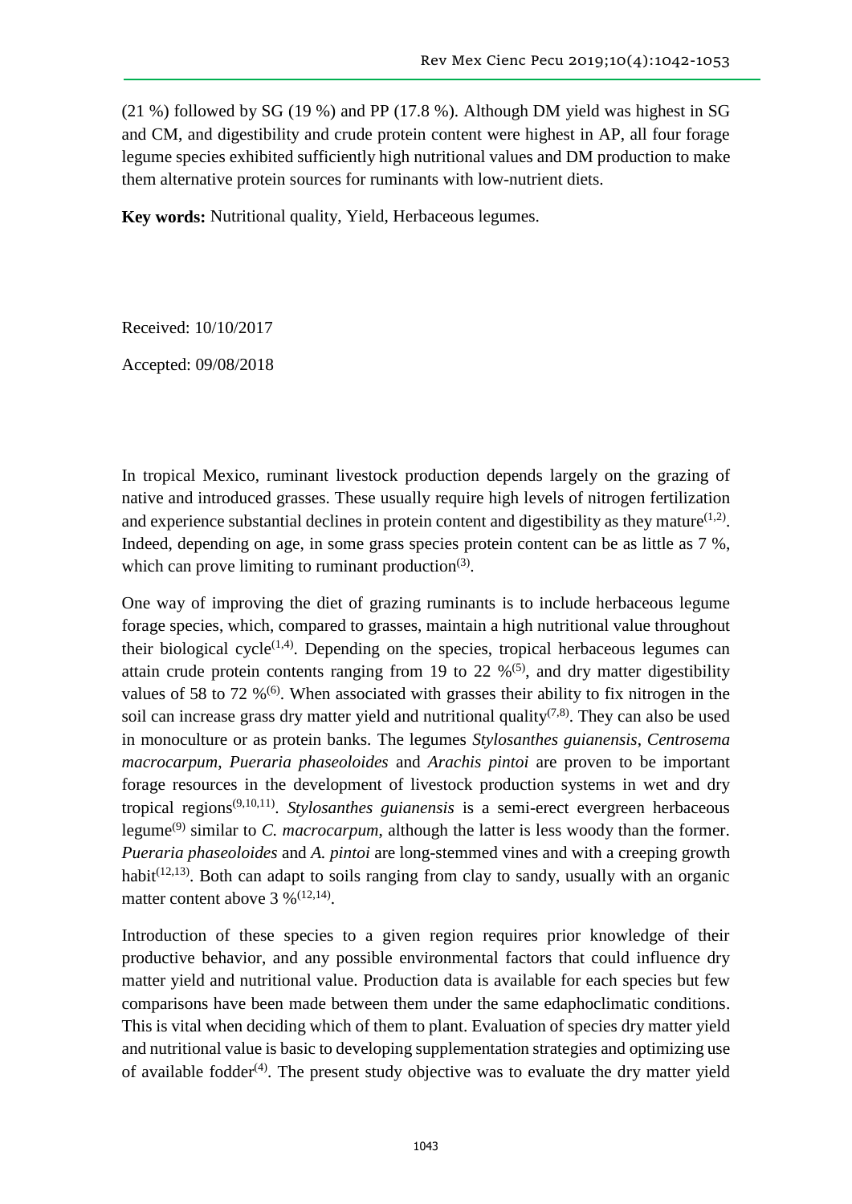(21 %) followed by SG (19 %) and PP (17.8 %). Although DM yield was highest in SG and CM, and digestibility and crude protein content were highest in AP, all four forage legume species exhibited sufficiently high nutritional values and DM production to make them alternative protein sources for ruminants with low-nutrient diets.

**Key words:** Nutritional quality, Yield, Herbaceous legumes.

Received: 10/10/2017

Accepted: 09/08/2018

In tropical Mexico, ruminant livestock production depends largely on the grazing of native and introduced grasses. These usually require high levels of nitrogen fertilization and experience substantial declines in protein content and digestibility as they mature[1,2]. Indeed, depending on age, in some grass species protein content can be as little as 7 %, which can prove limiting to ruminant production[3].

One way of improving the diet of grazing ruminants is to include herbaceous legume forage species, which, compared to grasses, maintain a high nutritional value throughout their biological cycle[1,4]. Depending on the species, tropical herbaceous legumes can attain crude protein contents ranging from 19 to 22 %[5], and dry matter digestibility values of 58 to 72 %[6]. When associated with grasses their ability to fix nitrogen in the soil can increase grass dry matter yield and nutritional quality[7,8]. They can also be used in monoculture or as protein banks. The legumes *Stylosanthes guianensis*, *Centrosema macrocarpum*, *Pueraria phaseoloides* and *Arachis pintoi* are proven to be important forage resources in the development of livestock production systems in wet and dry tropical regions[9,10,11]. *Stylosanthes guianensis* is a semi-erect evergreen herbaceous legume[9] similar to *C. macrocarpum*, although the latter is less woody than the former. *Pueraria phaseoloides* and *A. pintoi* are long-stemmed vines and with a creeping growth habit[12,13]. Both can adapt to soils ranging from clay to sandy, usually with an organic matter content above 3 %[12,14].

Introduction of these species to a given region requires prior knowledge of their productive behavior, and any possible environmental factors that could influence dry matter yield and nutritional value. Production data is available for each species but few comparisons have been made between them under the same edaphoclimatic conditions. This is vital when deciding which of them to plant. Evaluation of species dry matter yield and nutritional value is basic to developing supplementation strategies and optimizing use of available fodder[4]. The present study objective was to evaluate the dry matter yield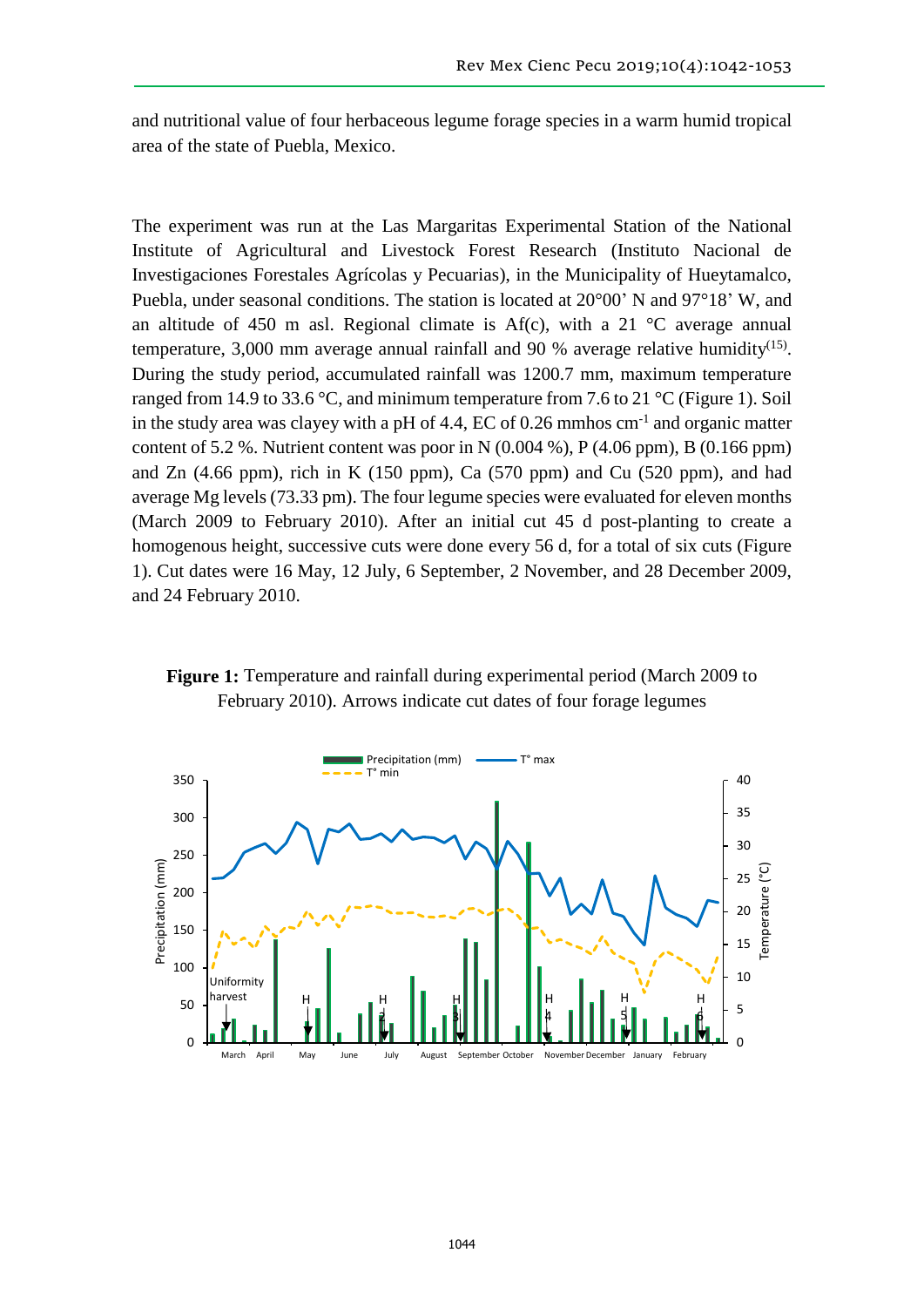and nutritional value of four herbaceous legume forage species in a warm humid tropical area of the state of Puebla, Mexico.

The experiment was run at the Las Margaritas Experimental Station of the National Institute of Agricultural and Livestock Forest Research (Instituto Nacional de Investigaciones Forestales Agrícolas y Pecuarias), in the Municipality of Hueytamalco, Puebla, under seasonal conditions. The station is located at 20°00' N and 97°18' W, and an altitude of 450 m asl. Regional climate is Af(c), with a 21 °C average annual temperature, 3,000 mm average annual rainfall and 90 % average relative humidity[15]. During the study period, accumulated rainfall was 1200.7 mm, maximum temperature ranged from 14.9 to 33.6 °C, and minimum temperature from 7.6 to 21 °C (Figure 1). Soil in the study area was clayey with a pH of 4.4, EC of 0.26 mmhos $cm^{-1}$ and organic matter content of 5.2 %. Nutrient content was poor in N (0.004 %), P (4.06 ppm), B (0.166 ppm) and Zn (4.66 ppm), rich in K (150 ppm), Ca (570 ppm) and Cu (520 ppm), and had average Mg levels (73.33 pm). The four legume species were evaluated for eleven months (March 2009 to February 2010). After an initial cut 45 d post-planting to create a homogenous height, successive cuts were done every 56 d, for a total of six cuts (Figure 1). Cut dates were 16 May, 12 July, 6 September, 2 November, and 28 December 2009, and 24 February 2010.

**Figure 1:** Temperature and rainfall during experimental period (March 2009 to February 2010). Arrows indicate cut dates of four forage legumes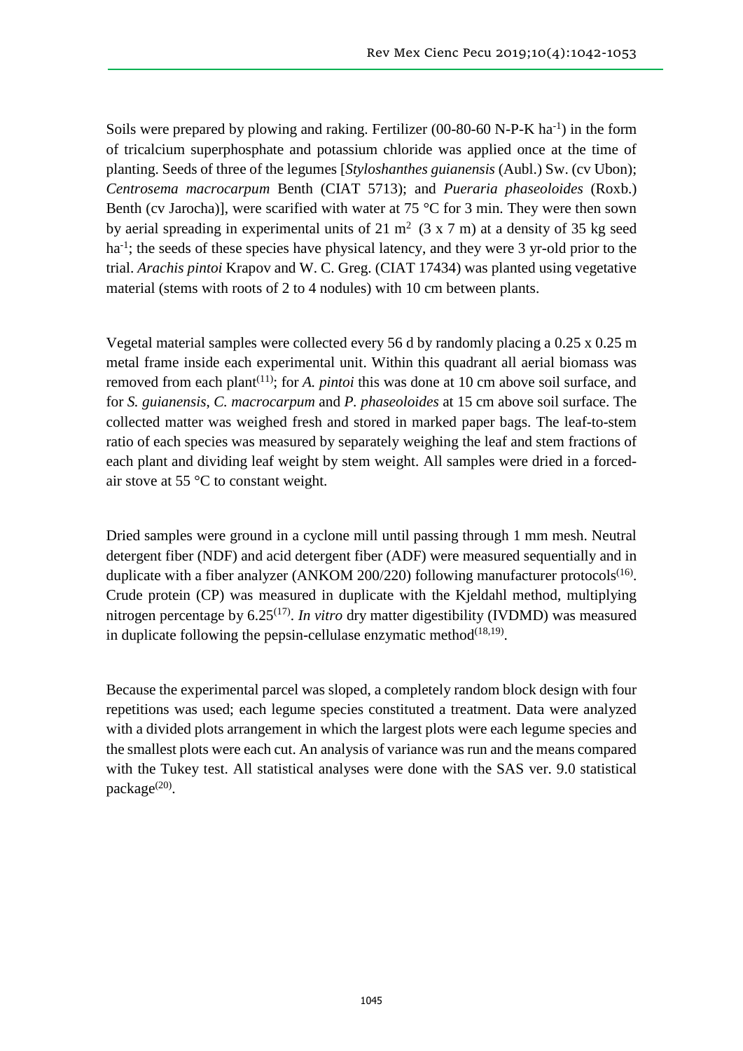Soils were prepared by plowing and raking. Fertilizer (00-80-60 N-P-K $ha^{-1}$) in the form of tricalcium superphosphate and potassium chloride was applied once at the time of planting. Seeds of three of the legumes [*Styloshanthes guianensis* (Aubl.) Sw. (cv Ubon); *Centrosema macrocarpum* Benth (CIAT 5713); and *Pueraria phaseoloides* (Roxb.) Benth (cv Jarocha)], were scarified with water at 75 °C for 3 min. They were then sown by aerial spreading in experimental units of 21 $m^2$ (3 x 7 m) at a density of 35 kg seed $ha^{-1}$; the seeds of these species have physical latency, and they were 3 yr-old prior to the trial. *Arachis pintoi* Krapov and W. C. Greg. (CIAT 17434) was planted using vegetative material (stems with roots of 2 to 4 nodules) with 10 cm between plants.

Vegetal material samples were collected every 56 d by randomly placing a 0.25 x 0.25 m metal frame inside each experimental unit. Within this quadrant all aerial biomass was removed from each plant[11]; for *A. pintoi* this was done at 10 cm above soil surface, and for *S. guianensis*, *C. macrocarpum* and *P. phaseoloides* at 15 cm above soil surface. The collected matter was weighed fresh and stored in marked paper bags. The leaf-to-stem ratio of each species was measured by separately weighing the leaf and stem fractions of each plant and dividing leaf weight by stem weight. All samples were dried in a forced-air stove at 55 °C to constant weight.

Dried samples were ground in a cyclone mill until passing through 1 mm mesh. Neutral detergent fiber (NDF) and acid detergent fiber (ADF) were measured sequentially and in duplicate with a fiber analyzer (ANKOM 200/220) following manufacturer protocols[16]. Crude protein (CP) was measured in duplicate with the Kjeldahl method, multiplying nitrogen percentage by 6.25[17]. *In vitro* dry matter digestibility (IVDMD) was measured in duplicate following the pepsin-cellulase enzymatic method[18,19].

Because the experimental parcel was sloped, a completely random block design with four repetitions was used; each legume species constituted a treatment. Data were analyzed with a divided plots arrangement in which the largest plots were each legume species and the smallest plots were each cut. An analysis of variance was run and the means compared with the Tukey test. All statistical analyses were done with the SAS ver. 9.0 statistical package[20].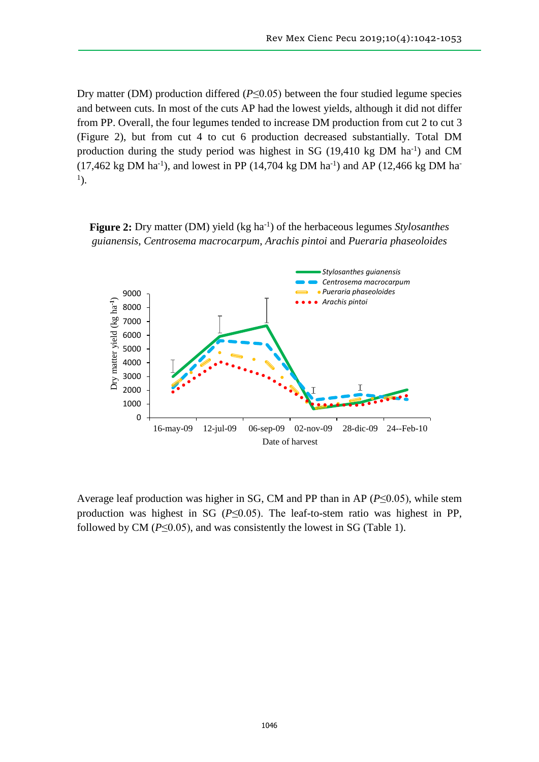Dry matter (DM) production differed ($P \leq 0.05$) between the four studied legume species and between cuts. In most of the cuts AP had the lowest yields, although it did not differ from PP. Overall, the four legumes tended to increase DM production from cut 2 to cut 3 (Figure 2), but from cut 4 to cut 6 production decreased substantially. Total DM production during the study period was highest in SG (19,410 kg DM ha$^{-1}$) and CM (17,462 kg DM ha$^{-1}$), and lowest in PP (14,704 kg DM ha$^{-1}$) and AP (12,466 kg DM ha$^{-1}$).

**Figure 2:** Dry matter (DM) yield (kg ha$^{-1}$) of the herbaceous legumes *Stylosanthes guianensis*, *Centrosema macrocarpum*, *Arachis pintoi* and *Pueraria phaseoloides*

Average leaf production was higher in SG, CM and PP than in AP ($P \leq 0.05$), while stem production was highest in SG ($P \leq 0.05$). The leaf-to-stem ratio was highest in PP, followed by CM ($P \leq 0.05$), and was consistently the lowest in SG (Table 1).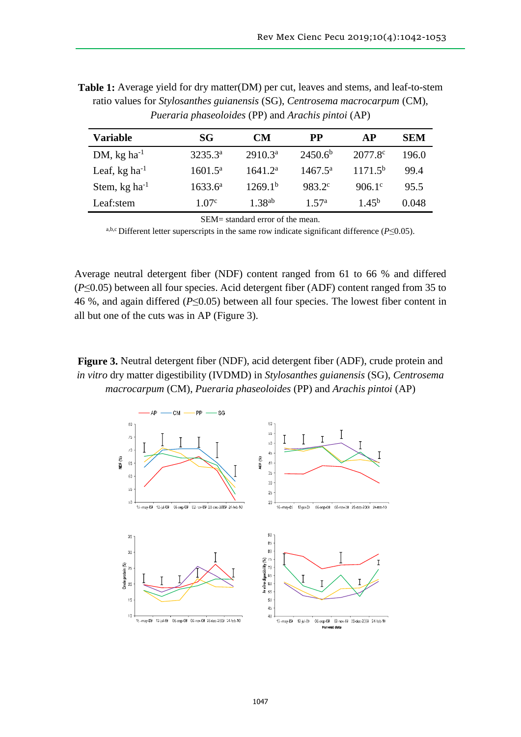**Table 1:** Average yield for dry matter(DM) per cut, leaves and stems, and leaf-to-stem ratio values for *Stylosanthes guianensis* (SG), *Centrosema macrocarpum* (CM), *Pueraria phaseoloides* (PP) and *Arachis pintoi* (AP)

| Variable | SG | CM | PP | AP | SEM |
|---|---|---|---|---|---|
| DM, kg ha$^{-1}$ | 3235.3$^{a}$ | 2910.3$^{a}$ | 2450.6$^{b}$ | 2077.8$^{c}$ | 196.0 |
| Leaf, kg ha$^{-1}$ | 1601.5$^{a}$ | 1641.2$^{a}$ | 1467.5$^{a}$ | 1171.5$^{b}$ | 99.4 |
| Stem, kg ha$^{-1}$ | 1633.6$^{a}$ | 1269.1$^{b}$ | 983.2$^{c}$ | 906.1$^{c}$ | 95.5 |
| Leaf:stem | 1.07$^{c}$ | 1.38$^{ab}$ | 1.57$^{a}$ | 1.45$^{b}$ | 0.048 |

SEM= standard error of the mean.

$^{a,b,c}$ Different letter superscripts in the same row indicate significant difference ($P$≤0.05).

Average neutral detergent fiber (NDF) content ranged from 61 to 66 % and differed ($P$≤0.05) between all four species. Acid detergent fiber (ADF) content ranged from 35 to 46 %, and again differed ($P$≤0.05) between all four species. The lowest fiber content in all but one of the cuts was in AP (Figure 3).

**Figure 3.** Neutral detergent fiber (NDF), acid detergent fiber (ADF), crude protein and *in vitro* dry matter digestibility (IVDMD) in *Stylosanthes guianensis* (SG), *Centrosema macrocarpum* (CM), *Pueraria phaseoloides* (PP) and *Arachis pintoi* (AP)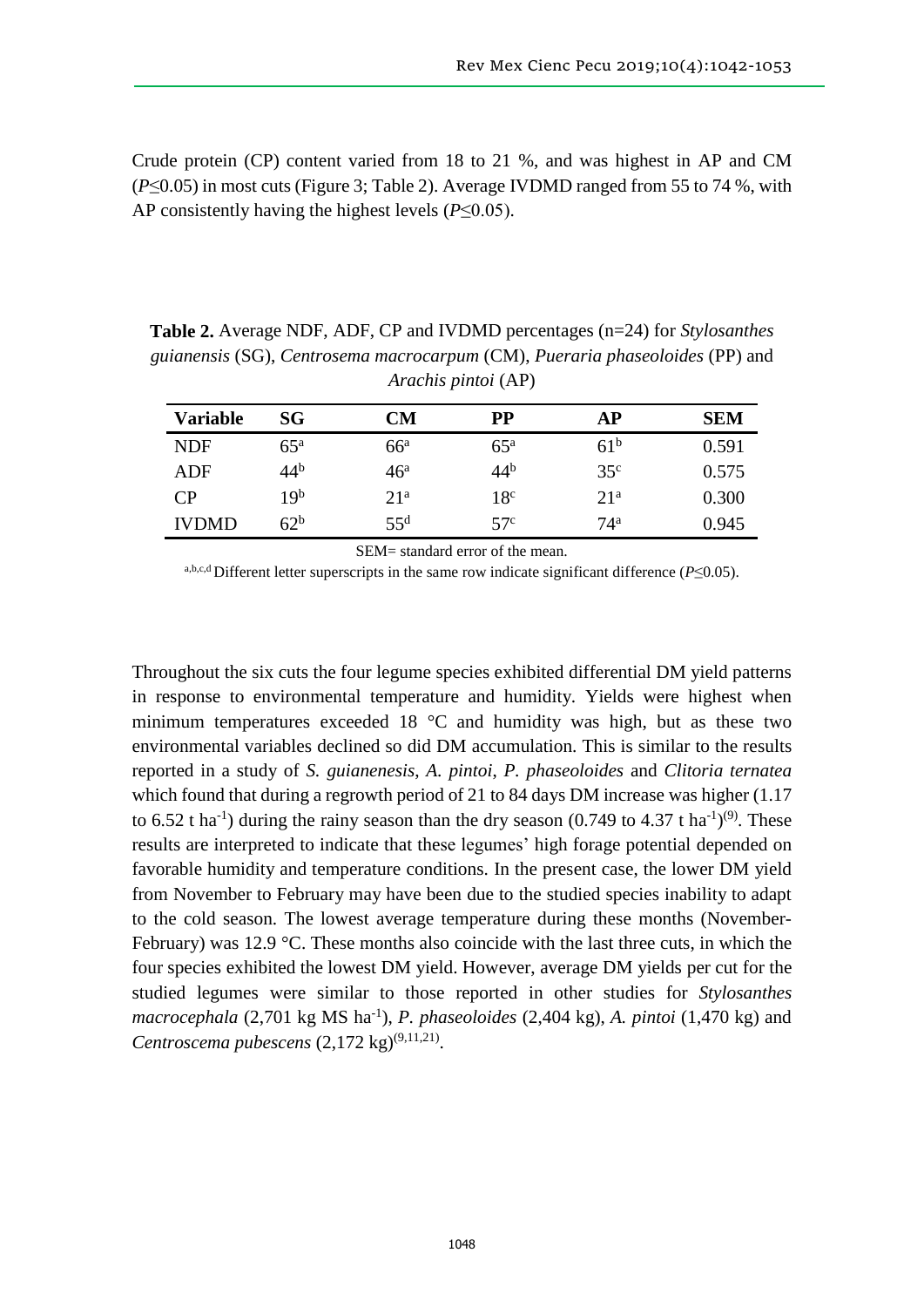Crude protein (CP) content varied from 18 to 21 %, and was highest in AP and CM ($P \leq 0.05$) in most cuts (Figure 3; Table 2). Average IVDMD ranged from 55 to 74 %, with AP consistently having the highest levels ($P \leq 0.05$).

**Table 2.** Average NDF, ADF, CP and IVDMD percentages (n=24) for *Stylosanthes guianensis* (SG), *Centrosema macrocarpum* (CM), *Pueraria phaseoloides* (PP) and *Arachis pintoi* (AP)

| Variable | SG | CM | PP | AP | SEM |
|---|---|---|---|---|---|
| NDF | 65$^{a}$ | 66$^{a}$ | 65$^{a}$ | 61$^{b}$ | 0.591 |
| ADF | 44$^{b}$ | 46$^{a}$ | 44$^{b}$ | 35$^{c}$ | 0.575 |
| CP | 19$^{b}$ | 21$^{a}$ | 18$^{c}$ | 21$^{a}$ | 0.300 |
| IVDMD | 62$^{b}$ | 55$^{d}$ | 57$^{c}$ | 74$^{a}$ | 0.945 |

SEM= standard error of the mean.

a,b,c,d Different letter superscripts in the same row indicate significant difference ($P \leq 0.05$).

Throughout the six cuts the four legume species exhibited differential DM yield patterns in response to environmental temperature and humidity. Yields were highest when minimum temperatures exceeded 18 °C and humidity was high, but as these two environmental variables declined so did DM accumulation. This is similar to the results reported in a study of *S. guianenesis*, *A. pintoi*, *P. phaseoloides* and *Clitoria ternatea* which found that during a regrowth period of 21 to 84 days DM increase was higher (1.17 to 6.52 t ha$^{-1}$) during the rainy season than the dry season (0.749 to 4.37 t ha$^{-1}$)[9]. These results are interpreted to indicate that these legumes' high forage potential depended on favorable humidity and temperature conditions. In the present case, the lower DM yield from November to February may have been due to the studied species inability to adapt to the cold season. The lowest average temperature during these months (November-February) was 12.9 °C. These months also coincide with the last three cuts, in which the four species exhibited the lowest DM yield. However, average DM yields per cut for the studied legumes were similar to those reported in other studies for *Stylosanthes macrocephala* (2,701 kg MS ha$^{-1}$), *P. phaseoloides* (2,404 kg), *A. pintoi* (1,470 kg) and *Centroscema pubescens* (2,172 kg)[9,11,21].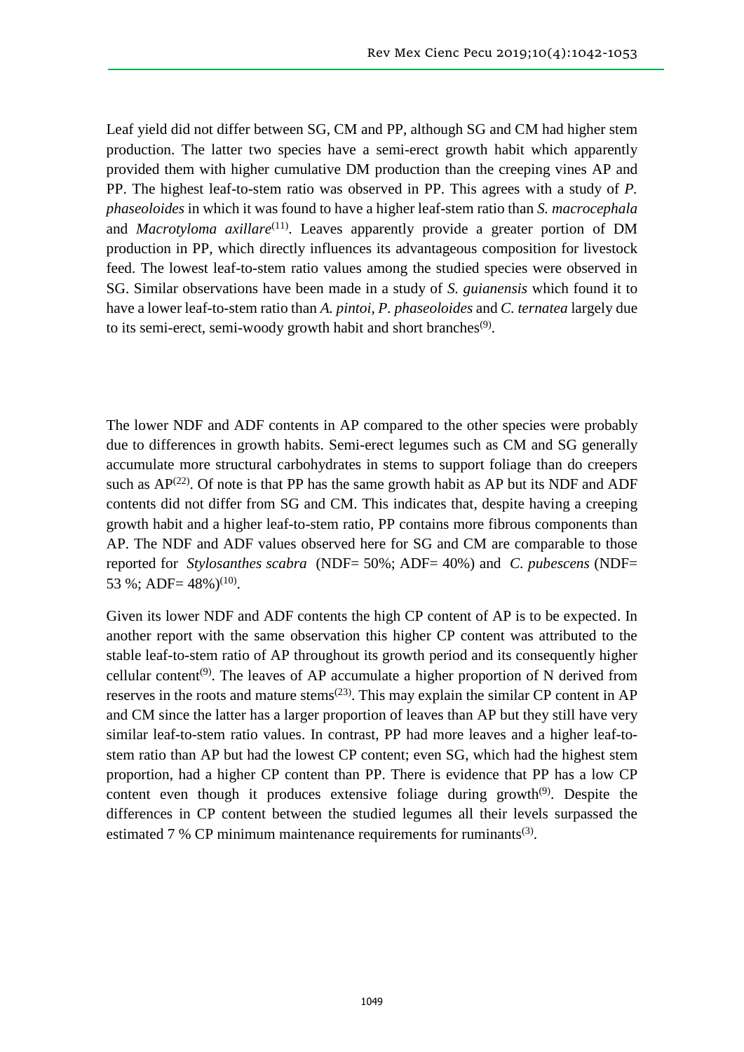Leaf yield did not differ between SG, CM and PP, although SG and CM had higher stem production. The latter two species have a semi-erect growth habit which apparently provided them with higher cumulative DM production than the creeping vines AP and PP. The highest leaf-to-stem ratio was observed in PP. This agrees with a study of *P. phaseoloides* in which it was found to have a higher leaf-stem ratio than *S. macrocephala* and *Macrotyloma axillare*[11]. Leaves apparently provide a greater portion of DM production in PP, which directly influences its advantageous composition for livestock feed. The lowest leaf-to-stem ratio values among the studied species were observed in SG. Similar observations have been made in a study of *S. guianensis* which found it to have a lower leaf-to-stem ratio than *A. pintoi*, *P. phaseoloides* and *C. ternatea* largely due to its semi-erect, semi-woody growth habit and short branches[9].

The lower NDF and ADF contents in AP compared to the other species were probably due to differences in growth habits. Semi-erect legumes such as CM and SG generally accumulate more structural carbohydrates in stems to support foliage than do creepers such as AP[22]. Of note is that PP has the same growth habit as AP but its NDF and ADF contents did not differ from SG and CM. This indicates that, despite having a creeping growth habit and a higher leaf-to-stem ratio, PP contains more fibrous components than AP. The NDF and ADF values observed here for SG and CM are comparable to those reported for *Stylosanthes scabra* (NDF= 50%; ADF= 40%) and *C. pubescens* (NDF= 53 %; ADF= 48%)[10].

Given its lower NDF and ADF contents the high CP content of AP is to be expected. In another report with the same observation this higher CP content was attributed to the stable leaf-to-stem ratio of AP throughout its growth period and its consequently higher cellular content[9]. The leaves of AP accumulate a higher proportion of N derived from reserves in the roots and mature stems[23]. This may explain the similar CP content in AP and CM since the latter has a larger proportion of leaves than AP but they still have very similar leaf-to-stem ratio values. In contrast, PP had more leaves and a higher leaf-to-stem ratio than AP but had the lowest CP content; even SG, which had the highest stem proportion, had a higher CP content than PP. There is evidence that PP has a low CP content even though it produces extensive foliage during growth[9]. Despite the differences in CP content between the studied legumes all their levels surpassed the estimated 7 % CP minimum maintenance requirements for ruminants[3].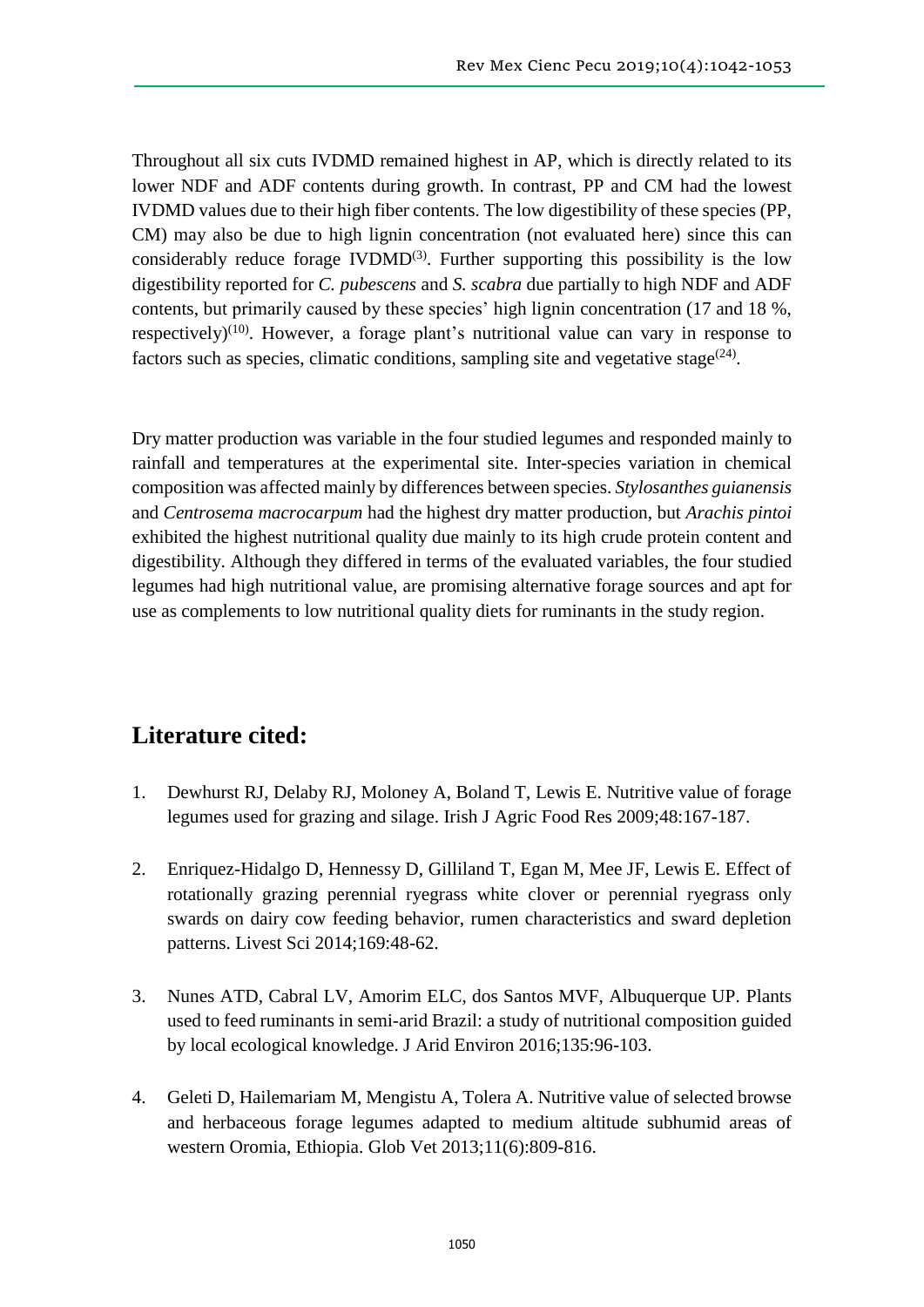Throughout all six cuts IVDMD remained highest in AP, which is directly related to its lower NDF and ADF contents during growth. In contrast, PP and CM had the lowest IVDMD values due to their high fiber contents. The low digestibility of these species (PP, CM) may also be due to high lignin concentration (not evaluated here) since this can considerably reduce forage IVDMD[3]. Further supporting this possibility is the low digestibility reported for *C. pubescens* and *S. scabra* due partially to high NDF and ADF contents, but primarily caused by these species' high lignin concentration (17 and 18 %, respectively)[10]. However, a forage plant's nutritional value can vary in response to factors such as species, climatic conditions, sampling site and vegetative stage[24].

Dry matter production was variable in the four studied legumes and responded mainly to rainfall and temperatures at the experimental site. Inter-species variation in chemical composition was affected mainly by differences between species. *Stylosanthes guianensis* and *Centrosema macrocarpum* had the highest dry matter production, but *Arachis pintoi* exhibited the highest nutritional quality due mainly to its high crude protein content and digestibility. Although they differed in terms of the evaluated variables, the four studied legumes had high nutritional value, are promising alternative forage sources and apt for use as complements to low nutritional quality diets for ruminants in the study region.

## Literature cited:

1. Dewhurst RJ, Delaby RJ, Moloney A, Boland T, Lewis E. Nutritive value of forage legumes used for grazing and silage. Irish J Agric Food Res 2009;48:167-187.
2. Enriquez-Hidalgo D, Hennessy D, Gilliland T, Egan M, Mee JF, Lewis E. Effect of rotationally grazing perennial ryegrass white clover or perennial ryegrass only swards on dairy cow feeding behavior, rumen characteristics and sward depletion patterns. Livest Sci 2014;169:48-62.
3. Nunes ATD, Cabral LV, Amorim ELC, dos Santos MVF, Albuquerque UP. Plants used to feed ruminants in semi-arid Brazil: a study of nutritional composition guided by local ecological knowledge. J Arid Environ 2016;135:96-103.
4. Geleti D, Hailemariam M, Mengistu A, Tolera A. Nutritive value of selected browse and herbaceous forage legumes adapted to medium altitude subhumid areas of western Oromia, Ethiopia. Glob Vet 2013;11(6):809-816.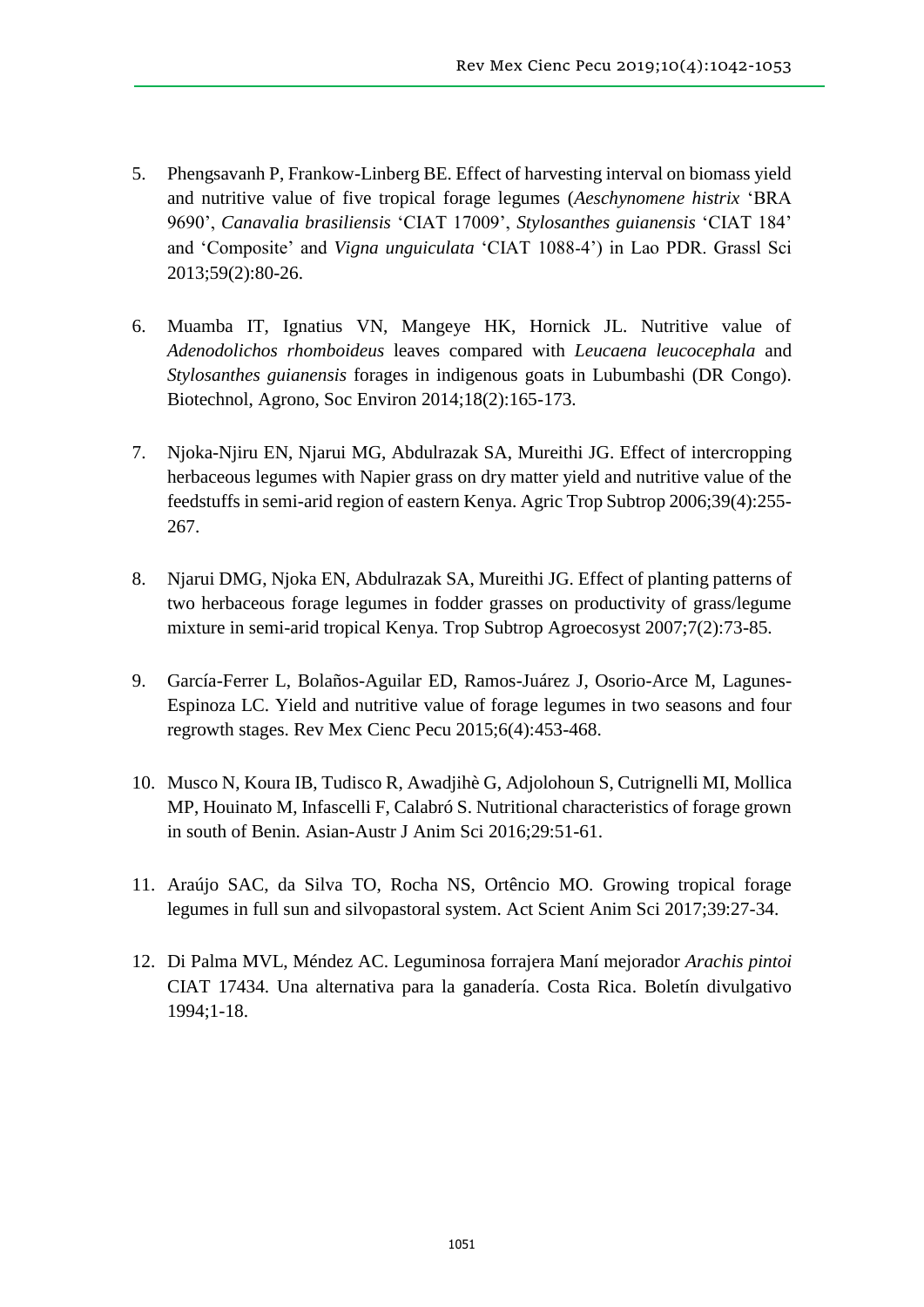5. Phengsavanh P, Frankow-Linberg BE. Effect of harvesting interval on biomass yield and nutritive value of five tropical forage legumes (*Aeschynomene histrix* 'BRA 9690', *Canavalia brasiliensis* 'CIAT 17009', *Stylosanthes guianensis* 'CIAT 184' and 'Composite' and *Vigna unguiculata* 'CIAT 1088-4') in Lao PDR. Grassl Sci 2013;59(2):80-26.

6. Muamba IT, Ignatius VN, Mangeye HK, Hornick JL. Nutritive value of *Adenodolichos rhomboideus* leaves compared with *Leucaena leucocephala* and *Stylosanthes guianensis* forages in indigenous goats in Lubumbashi (DR Congo). Biotechnol, Agrono, Soc Environ 2014;18(2):165-173.

7. Njoka-Njiru EN, Njarui MG, Abdulrazak SA, Mureithi JG. Effect of intercropping herbaceous legumes with Napier grass on dry matter yield and nutritive value of the feedstuffs in semi-arid region of eastern Kenya. Agric Trop Subtrop 2006;39(4):255-267.

8. Njarui DMG, Njoka EN, Abdulrazak SA, Mureithi JG. Effect of planting patterns of two herbaceous forage legumes in fodder grasses on productivity of grass/legume mixture in semi-arid tropical Kenya. Trop Subtrop Agroecosyst 2007;7(2):73-85.

9. García-Ferrer L, Bolaños-Aguilar ED, Ramos-Juárez J, Osorio-Arce M, Lagunes-Espinoza LC. Yield and nutritive value of forage legumes in two seasons and four regrowth stages. Rev Mex Cienc Pecu 2015;6(4):453-468.

10. Musco N, Koura IB, Tudisco R, Awadjihè G, Adjolohoun S, Cutrignelli MI, Mollica MP, Houinato M, Infascelli F, Calabró S. Nutritional characteristics of forage grown in south of Benin. Asian-Austr J Anim Sci 2016;29:51-61.

11. Araújo SAC, da Silva TO, Rocha NS, Ortêncio MO. Growing tropical forage legumes in full sun and silvopastoral system. Act Scient Anim Sci 2017;39:27-34.

12. Di Palma MVL, Méndez AC. Leguminosa forrajera Maní mejorador *Arachis pintoi* CIAT 17434. Una alternativa para la ganadería. Costa Rica. Boletín divulgativo 1994;1-18.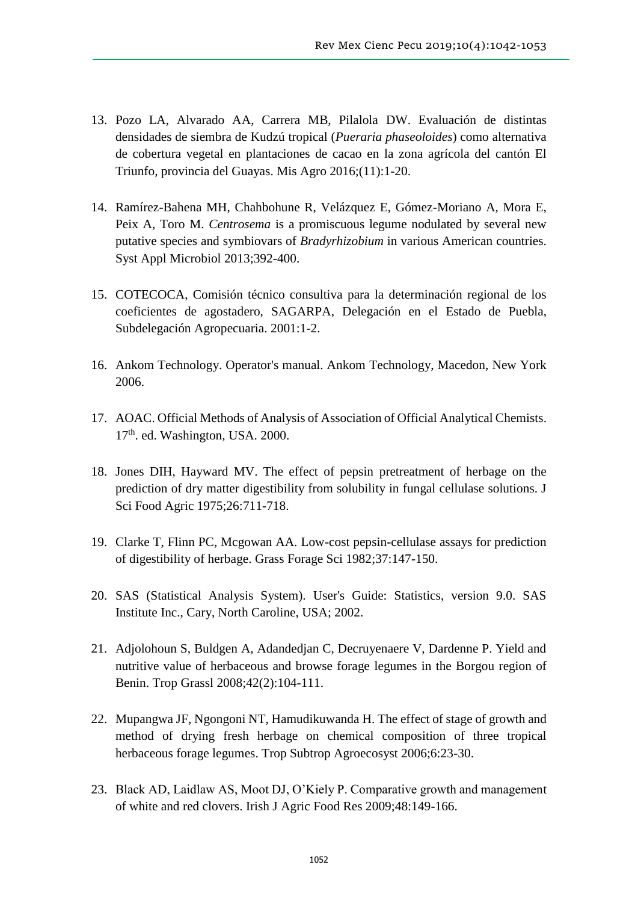13. Pozo LA, Alvarado AA, Carrera MB, Pilalola DW. Evaluación de distintas densidades de siembra de Kudzú tropical (*Pueraria phaseoloides*) como alternativa de cobertura vegetal en plantaciones de cacao en la zona agrícola del cantón El Triunfo, provincia del Guayas. Mis Agro 2016;(11):1-20.

14. Ramírez-Bahena MH, Chahbohune R, Velázquez E, Gómez-Moriano A, Mora E, Peix A, Toro M. *Centrosema* is a promiscuous legume nodulated by several new putative species and symbiovars of *Bradyrhizobium* in various American countries. Syst Appl Microbiol 2013;392-400.

15. COTECOCA, Comisión técnico consultiva para la determinación regional de los coeficientes de agostadero, SAGARPA, Delegación en el Estado de Puebla, Subdelegación Agropecuaria. 2001:1-2.

16. Ankom Technology. Operator's manual. Ankom Technology, Macedon, New York 2006.

17. AOAC. Official Methods of Analysis of Association of Official Analytical Chemists. 17th. ed. Washington, USA. 2000.

18. Jones DIH, Hayward MV. The effect of pepsin pretreatment of herbage on the prediction of dry matter digestibility from solubility in fungal cellulase solutions. J Sci Food Agric 1975;26:711-718.

19. Clarke T, Flinn PC, Mcgowan AA. Low-cost pepsin-cellulase assays for prediction of digestibility of herbage. Grass Forage Sci 1982;37:147-150.

20. SAS (Statistical Analysis System). User's Guide: Statistics, version 9.0. SAS Institute Inc., Cary, North Caroline, USA; 2002.

21. Adjolohoun S, Buldgen A, Adandedjan C, Decruyenaere V, Dardenne P. Yield and nutritive value of herbaceous and browse forage legumes in the Borgou region of Benin. Trop Grassl 2008;42(2):104-111.

22. Mupangwa JF, Ngongoni NT, Hamudikuwanda H. The effect of stage of growth and method of drying fresh herbage on chemical composition of three tropical herbaceous forage legumes. Trop Subtrop Agroecosyst 2006;6:23-30.

23. Black AD, Laidlaw AS, Moot DJ, O'Kiely P. Comparative growth and management of white and red clovers. Irish J Agric Food Res 2009;48:149-166.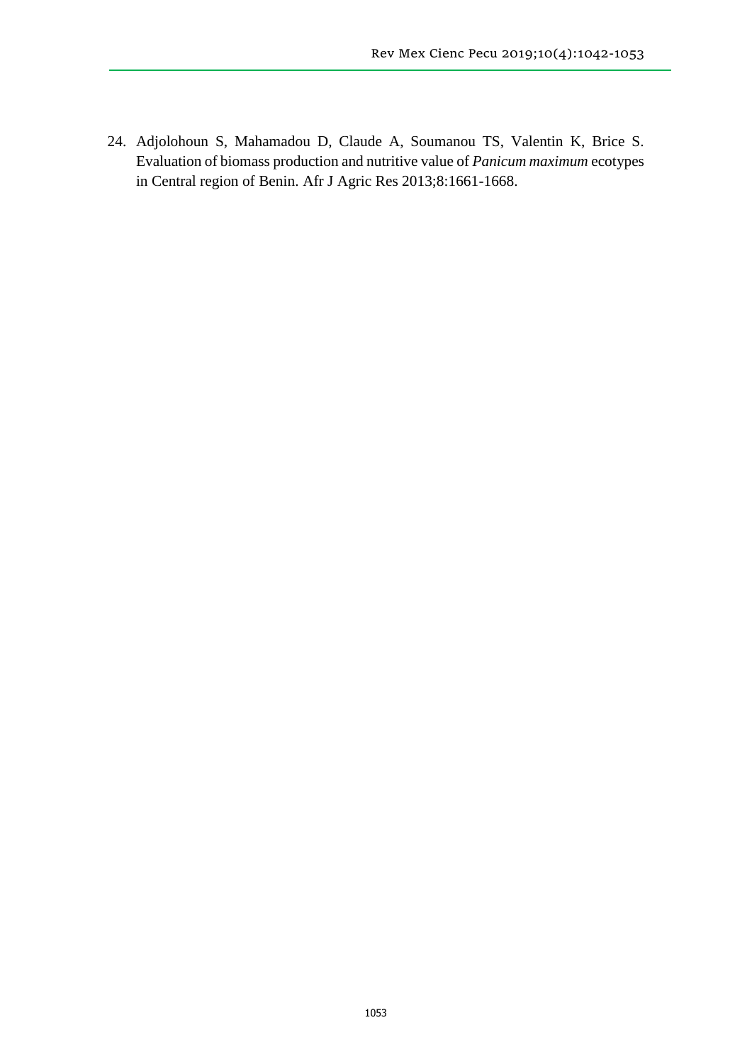24. Adjolohoun S, Mahamadou D, Claude A, Soumanou TS, Valentin K, Brice S. Evaluation of biomass production and nutritive value of *Panicum maximum* ecotypes in Central region of Benin. Afr J Agric Res 2013;8:1661-1668.